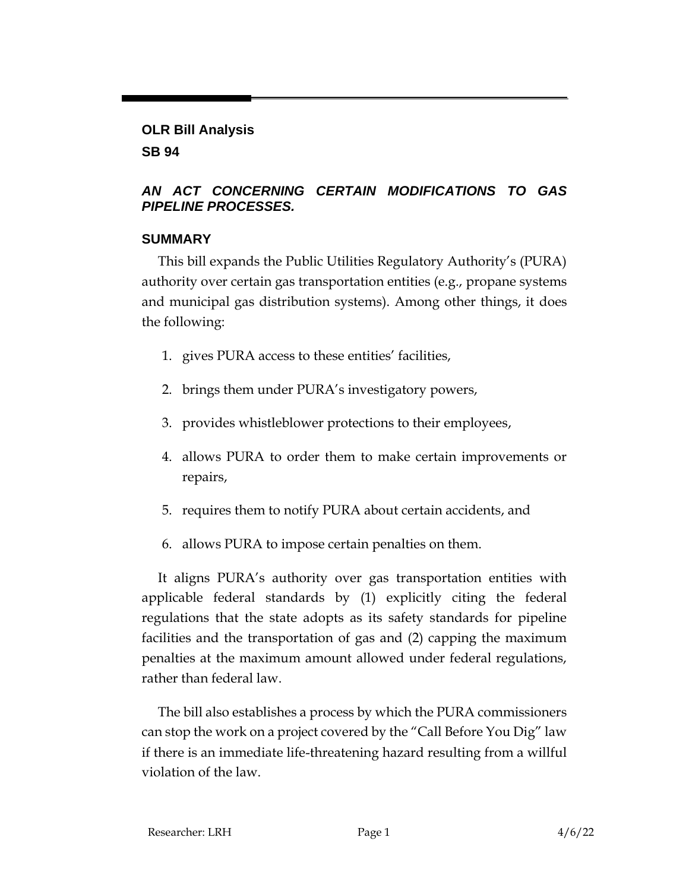**OLR Bill Analysis**
**SB 94**

***AN ACT CONCERNING CERTAIN MODIFICATIONS TO GAS PIPELINE PROCESSES.***

## SUMMARY

This bill expands the Public Utilities Regulatory Authority's (PURA) authority over certain gas transportation entities (e.g., propane systems and municipal gas distribution systems). Among other things, it does the following:

1. gives PURA access to these entities' facilities,
2. brings them under PURA's investigatory powers,
3. provides whistleblower protections to their employees,
4. allows PURA to order them to make certain improvements or repairs,
5. requires them to notify PURA about certain accidents, and
6. allows PURA to impose certain penalties on them.

It aligns PURA's authority over gas transportation entities with applicable federal standards by (1) explicitly citing the federal regulations that the state adopts as its safety standards for pipeline facilities and the transportation of gas and (2) capping the maximum penalties at the maximum amount allowed under federal regulations, rather than federal law.

The bill also establishes a process by which the PURA commissioners can stop the work on a project covered by the "Call Before You Dig" law if there is an immediate life-threatening hazard resulting from a willful violation of the law.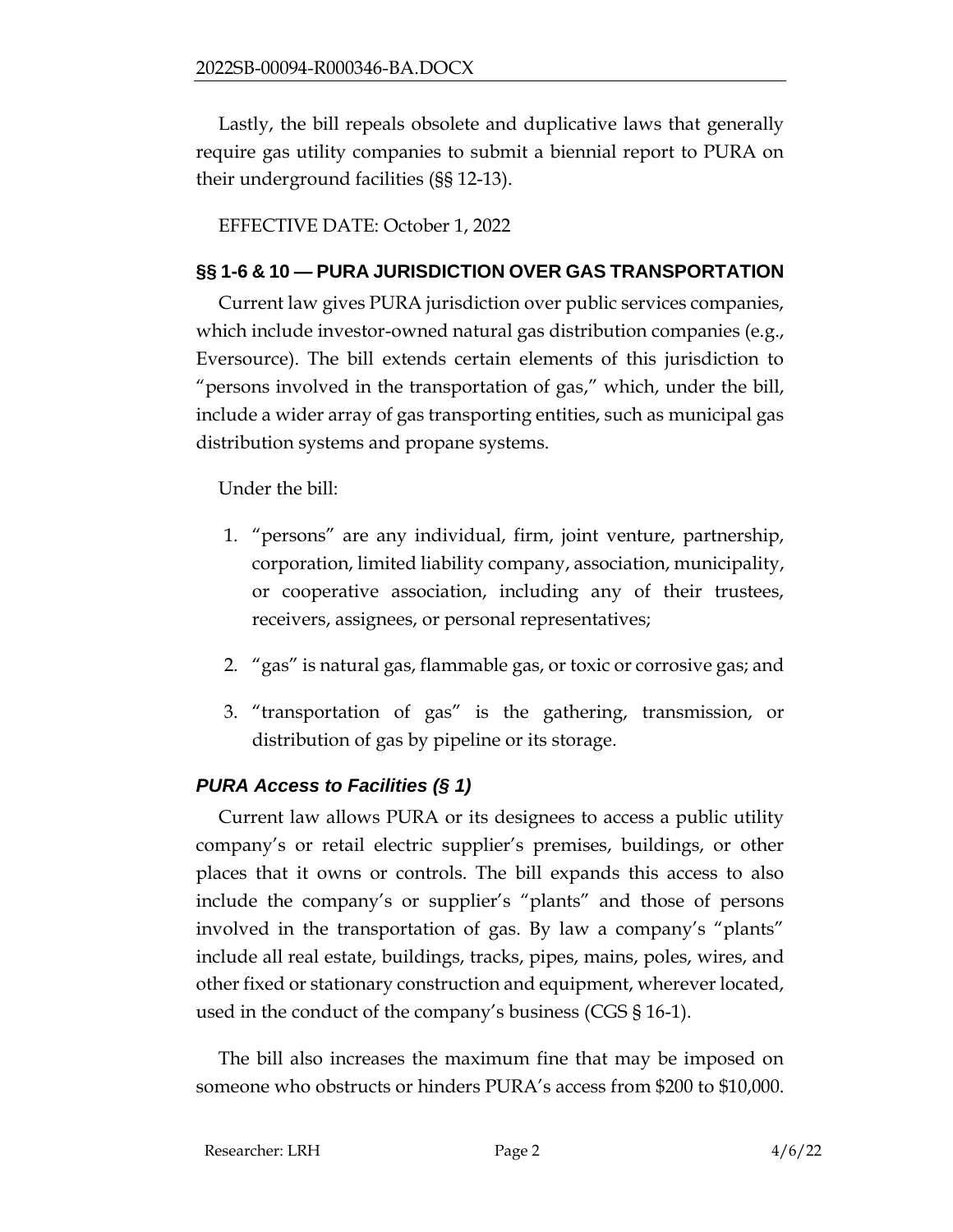Lastly, the bill repeals obsolete and duplicative laws that generally require gas utility companies to submit a biennial report to PURA on their underground facilities (§§ 12-13).

EFFECTIVE DATE: October 1, 2022

## §§ 1-6 & 10 — PURA JURISDICTION OVER GAS TRANSPORTATION

Current law gives PURA jurisdiction over public services companies, which include investor-owned natural gas distribution companies (e.g., Eversource). The bill extends certain elements of this jurisdiction to "persons involved in the transportation of gas," which, under the bill, include a wider array of gas transporting entities, such as municipal gas distribution systems and propane systems.

Under the bill:

1. "persons" are any individual, firm, joint venture, partnership, corporation, limited liability company, association, municipality, or cooperative association, including any of their trustees, receivers, assignees, or personal representatives;
2. "gas" is natural gas, flammable gas, or toxic or corrosive gas; and
3. "transportation of gas" is the gathering, transmission, or distribution of gas by pipeline or its storage.

### *PURA Access to Facilities (§ 1)*

Current law allows PURA or its designees to access a public utility company's or retail electric supplier's premises, buildings, or other places that it owns or controls. The bill expands this access to also include the company's or supplier's "plants" and those of persons involved in the transportation of gas. By law a company's "plants" include all real estate, buildings, tracks, pipes, mains, poles, wires, and other fixed or stationary construction and equipment, wherever located, used in the conduct of the company's business (CGS § 16-1).

The bill also increases the maximum fine that may be imposed on someone who obstructs or hinders PURA's access from $200 to $10,000.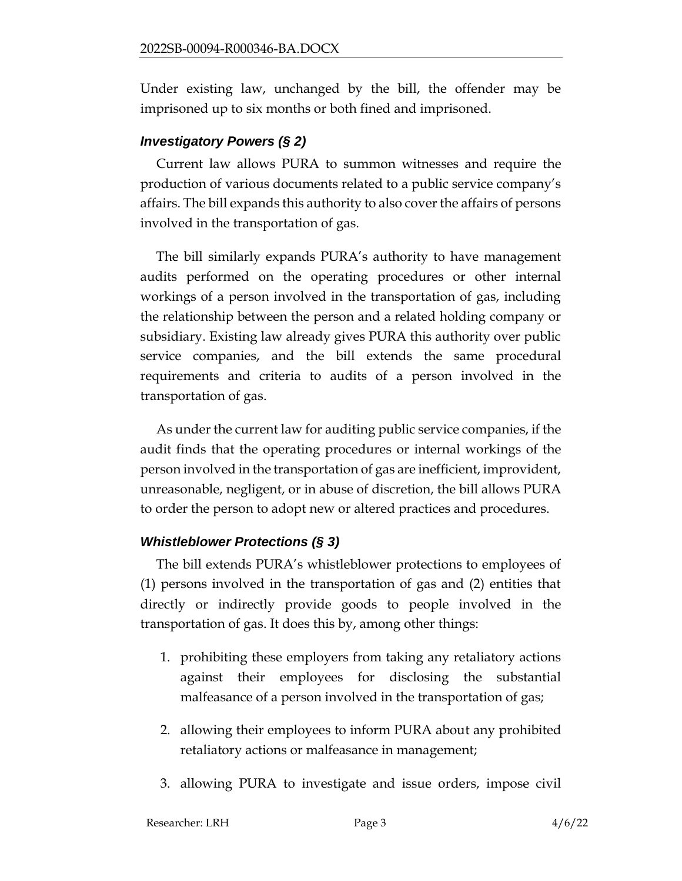Under existing law, unchanged by the bill, the offender may be imprisoned up to six months or both fined and imprisoned.

### *Investigatory Powers (§ 2)*

Current law allows PURA to summon witnesses and require the production of various documents related to a public service company's affairs. The bill expands this authority to also cover the affairs of persons involved in the transportation of gas.

The bill similarly expands PURA's authority to have management audits performed on the operating procedures or other internal workings of a person involved in the transportation of gas, including the relationship between the person and a related holding company or subsidiary. Existing law already gives PURA this authority over public service companies, and the bill extends the same procedural requirements and criteria to audits of a person involved in the transportation of gas.

As under the current law for auditing public service companies, if the audit finds that the operating procedures or internal workings of the person involved in the transportation of gas are inefficient, improvident, unreasonable, negligent, or in abuse of discretion, the bill allows PURA to order the person to adopt new or altered practices and procedures.

### *Whistleblower Protections (§ 3)*

The bill extends PURA's whistleblower protections to employees of (1) persons involved in the transportation of gas and (2) entities that directly or indirectly provide goods to people involved in the transportation of gas. It does this by, among other things:

1. prohibiting these employers from taking any retaliatory actions against their employees for disclosing the substantial malfeasance of a person involved in the transportation of gas;
2. allowing their employees to inform PURA about any prohibited retaliatory actions or malfeasance in management;
3. allowing PURA to investigate and issue orders, impose civil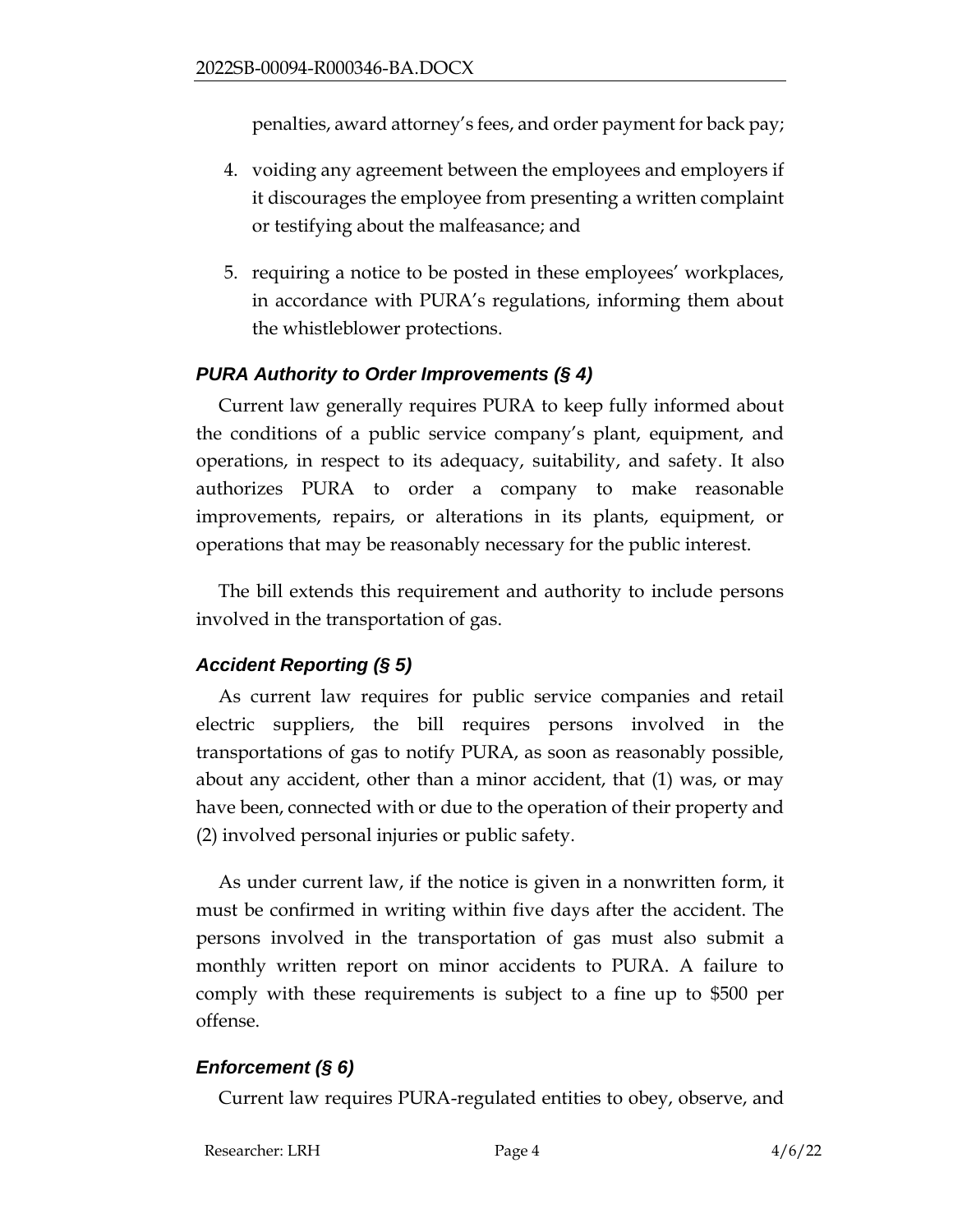penalties, award attorney's fees, and order payment for back pay;

4. voiding any agreement between the employees and employers if it discourages the employee from presenting a written complaint or testifying about the malfeasance; and

5. requiring a notice to be posted in these employees' workplaces, in accordance with PURA's regulations, informing them about the whistleblower protections.

### *PURA Authority to Order Improvements (§ 4)*

Current law generally requires PURA to keep fully informed about the conditions of a public service company's plant, equipment, and operations, in respect to its adequacy, suitability, and safety. It also authorizes PURA to order a company to make reasonable improvements, repairs, or alterations in its plants, equipment, or operations that may be reasonably necessary for the public interest.

The bill extends this requirement and authority to include persons involved in the transportation of gas.

### *Accident Reporting (§ 5)*

As current law requires for public service companies and retail electric suppliers, the bill requires persons involved in the transportations of gas to notify PURA, as soon as reasonably possible, about any accident, other than a minor accident, that (1) was, or may have been, connected with or due to the operation of their property and (2) involved personal injuries or public safety.

As under current law, if the notice is given in a nonwritten form, it must be confirmed in writing within five days after the accident. The persons involved in the transportation of gas must also submit a monthly written report on minor accidents to PURA. A failure to comply with these requirements is subject to a fine up to $500 per offense.

### *Enforcement (§ 6)*

Current law requires PURA-regulated entities to obey, observe, and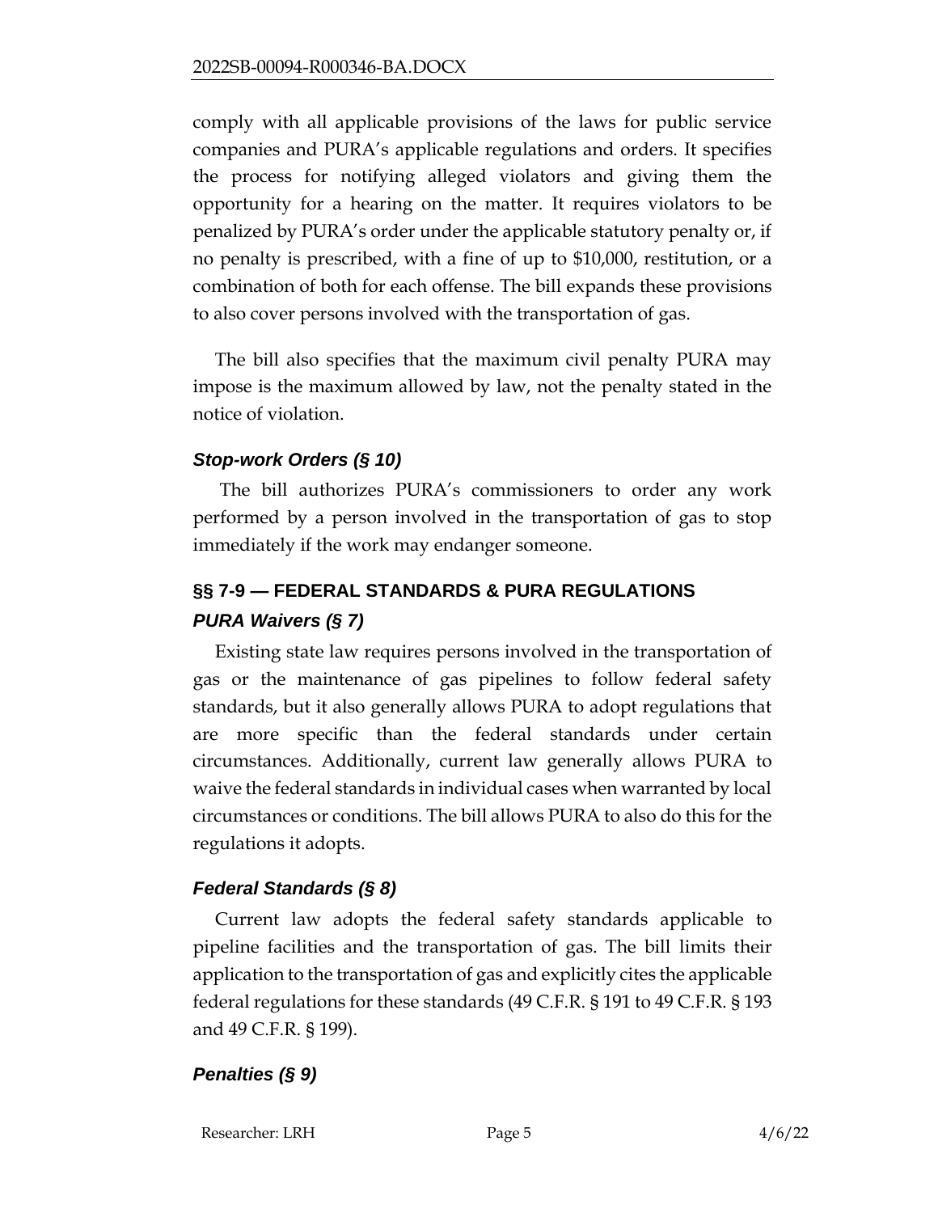comply with all applicable provisions of the laws for public service companies and PURA's applicable regulations and orders. It specifies the process for notifying alleged violators and giving them the opportunity for a hearing on the matter. It requires violators to be penalized by PURA's order under the applicable statutory penalty or, if no penalty is prescribed, with a fine of up to $10,000, restitution, or a combination of both for each offense. The bill expands these provisions to also cover persons involved with the transportation of gas.

The bill also specifies that the maximum civil penalty PURA may impose is the maximum allowed by law, not the penalty stated in the notice of violation.

### *Stop-work Orders (§ 10)*

The bill authorizes PURA's commissioners to order any work performed by a person involved in the transportation of gas to stop immediately if the work may endanger someone.

## §§ 7-9 — FEDERAL STANDARDS & PURA REGULATIONS

### *PURA Waivers (§ 7)*

Existing state law requires persons involved in the transportation of gas or the maintenance of gas pipelines to follow federal safety standards, but it also generally allows PURA to adopt regulations that are more specific than the federal standards under certain circumstances. Additionally, current law generally allows PURA to waive the federal standards in individual cases when warranted by local circumstances or conditions. The bill allows PURA to also do this for the regulations it adopts.

### *Federal Standards (§ 8)*

Current law adopts the federal safety standards applicable to pipeline facilities and the transportation of gas. The bill limits their application to the transportation of gas and explicitly cites the applicable federal regulations for these standards (49 C.F.R. § 191 to 49 C.F.R. § 193 and 49 C.F.R. § 199).

### *Penalties (§ 9)*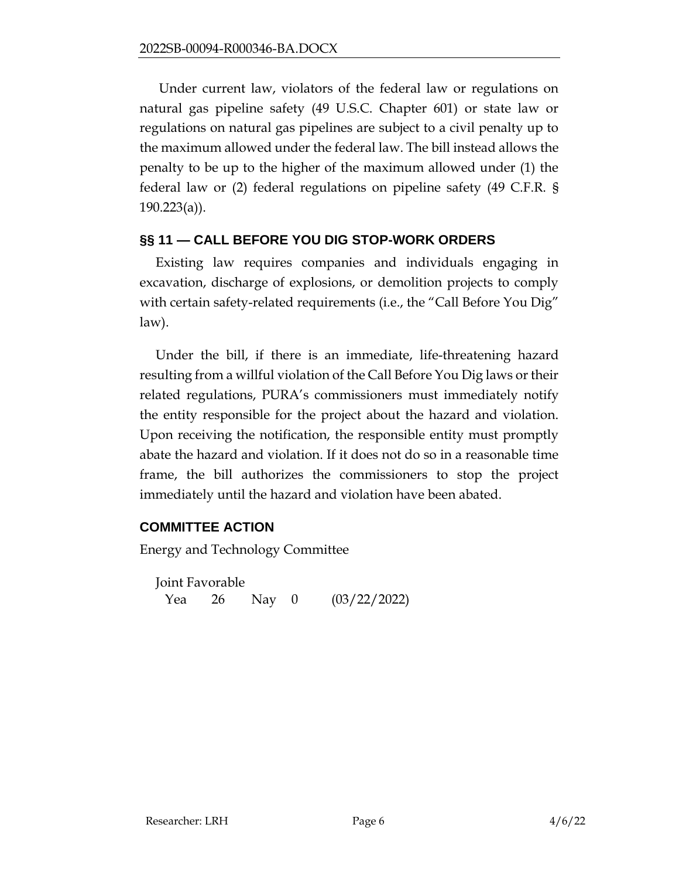Under current law, violators of the federal law or regulations on natural gas pipeline safety (49 U.S.C. Chapter 601) or state law or regulations on natural gas pipelines are subject to a civil penalty up to the maximum allowed under the federal law. The bill instead allows the penalty to be up to the higher of the maximum allowed under (1) the federal law or (2) federal regulations on pipeline safety (49 C.F.R. § 190.223(a)).

## §§ 11 — CALL BEFORE YOU DIG STOP-WORK ORDERS

Existing law requires companies and individuals engaging in excavation, discharge of explosions, or demolition projects to comply with certain safety-related requirements (i.e., the "Call Before You Dig" law).

Under the bill, if there is an immediate, life-threatening hazard resulting from a willful violation of the Call Before You Dig laws or their related regulations, PURA's commissioners must immediately notify the entity responsible for the project about the hazard and violation. Upon receiving the notification, the responsible entity must promptly abate the hazard and violation. If it does not do so in a reasonable time frame, the bill authorizes the commissioners to stop the project immediately until the hazard and violation have been abated.

## COMMITTEE ACTION

Energy and Technology Committee

Joint Favorable
Yea 26 Nay 0 (03/22/2022)